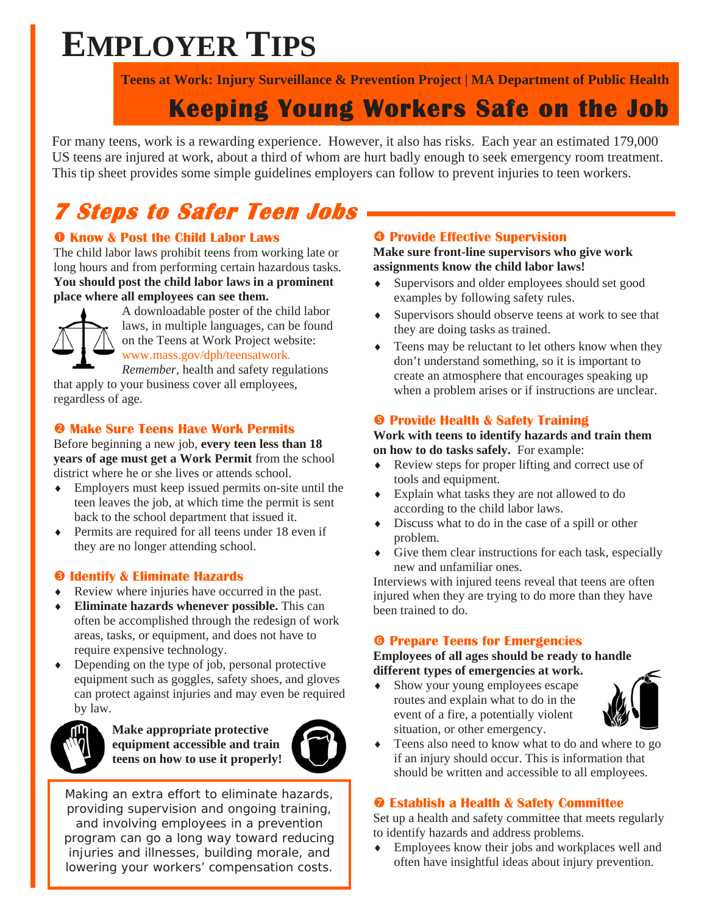# EMPLOYER TIPS

**Teens at Work: Injury Surveillance & Prevention Project | MA Department of Public Health**

## Keeping Young Workers Safe on the Job

For many teens, work is a rewarding experience. However, it also has risks. Each year an estimated 179,000 US teens are injured at work, about a third of whom are hurt badly enough to seek emergency room treatment. This tip sheet provides some simple guidelines employers can follow to prevent injuries to teen workers.

## 7 Steps to Safer Teen Jobs

### ❶ Know & Post the Child Labor Laws

The child labor laws prohibit teens from working late or long hours and from performing certain hazardous tasks. **You should post the child labor laws in a prominent place where all employees can see them.**

A downloadable poster of the child labor laws, in multiple languages, can be found on the Teens at Work Project website: www.mass.gov/dph/teensatwork.

*Remember*, health and safety regulations that apply to your business cover all employees, regardless of age.

### ❷ Make Sure Teens Have Work Permits

Before beginning a new job, **every teen less than 18 years of age must get a Work Permit** from the school district where he or she lives or attends school.

- Employers must keep issued permits on-site until the teen leaves the job, at which time the permit is sent back to the school department that issued it.
- Permits are required for all teens under 18 even if they are no longer attending school.

### ❸ Identify & Eliminate Hazards

- Review where injuries have occurred in the past.
- **Eliminate hazards whenever possible.** This can often be accomplished through the redesign of work areas, tasks, or equipment, and does not have to require expensive technology.
- Depending on the type of job, personal protective equipment such as goggles, safety shoes, and gloves can protect against injuries and may even be required by law.

**Make appropriate protective equipment accessible and train teens on how to use it properly!**

Making an extra effort to eliminate hazards, providing supervision and ongoing training, and involving employees in a prevention program can go a long way toward reducing injuries and illnesses, building morale, and lowering your workers' compensation costs.

### ❹ Provide Effective Supervision

**Make sure front-line supervisors who give work assignments know the child labor laws!**

- Supervisors and older employees should set good examples by following safety rules.
- Supervisors should observe teens at work to see that they are doing tasks as trained.
- Teens may be reluctant to let others know when they don't understand something, so it is important to create an atmosphere that encourages speaking up when a problem arises or if instructions are unclear.

### ❺ Provide Health & Safety Training

**Work with teens to identify hazards and train them on how to do tasks safely.** For example:

- Review steps for proper lifting and correct use of tools and equipment.
- Explain what tasks they are not allowed to do according to the child labor laws.
- Discuss what to do in the case of a spill or other problem.
- Give them clear instructions for each task, especially new and unfamiliar ones.

Interviews with injured teens reveal that teens are often injured when they are trying to do more than they have been trained to do.

### ❻ Prepare Teens for Emergencies

**Employees of all ages should be ready to handle different types of emergencies at work.**

- Show your young employees escape routes and explain what to do in the event of a fire, a potentially violent situation, or other emergency.
- Teens also need to know what to do and where to go if an injury should occur. This is information that should be written and accessible to all employees.

### ❼ Establish a Health & Safety Committee

Set up a health and safety committee that meets regularly to identify hazards and address problems.

- Employees know their jobs and workplaces well and often have insightful ideas about injury prevention.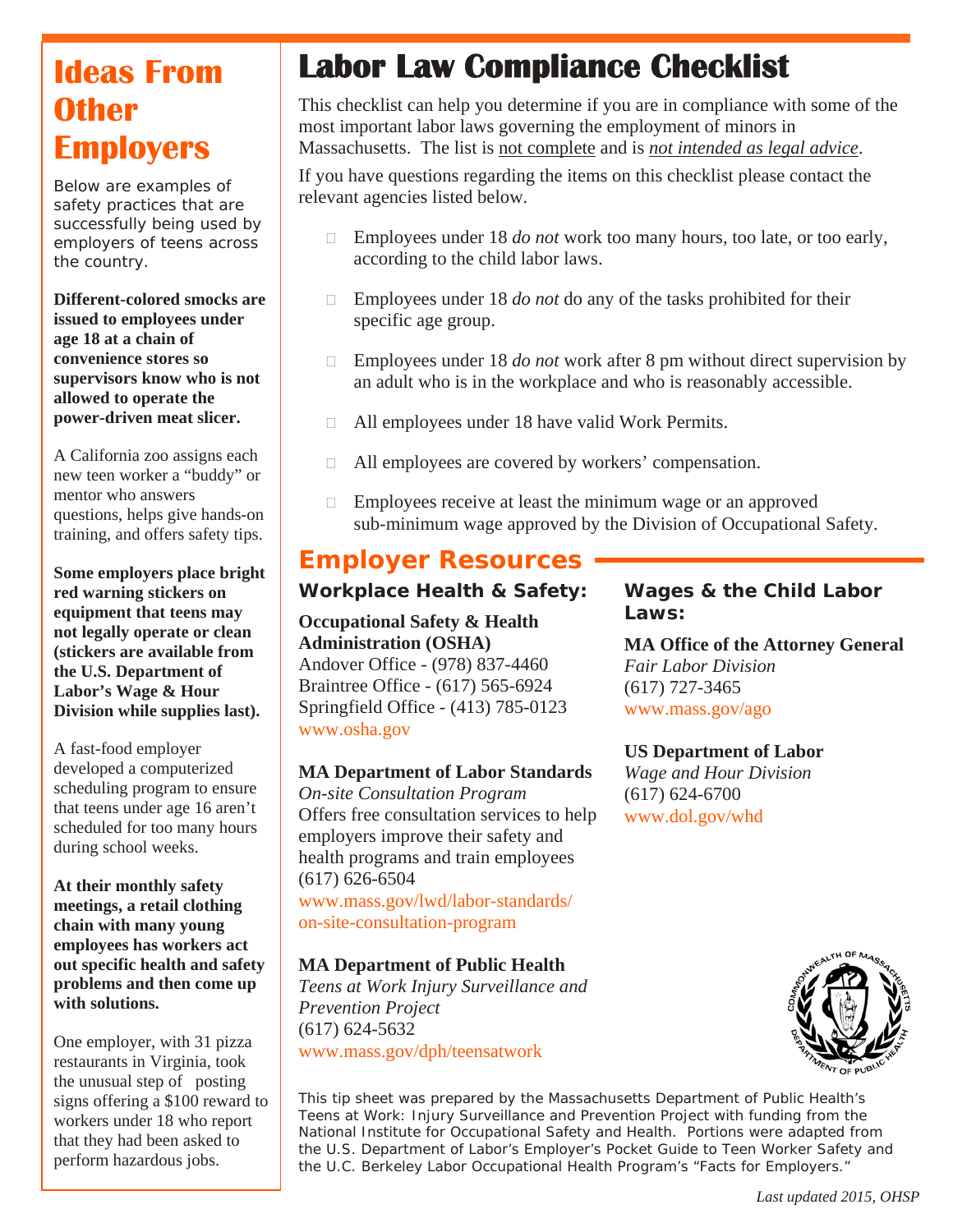# Ideas From Other Employers

Below are examples of safety practices that are successfully being used by employers of teens across the country.

**Different-colored smocks are issued to employees under age 18 at a chain of convenience stores so supervisors know who is not allowed to operate the power-driven meat slicer.**

A California zoo assigns each new teen worker a "buddy" or mentor who answers questions, helps give hands-on training, and offers safety tips.

**Some employers place bright red warning stickers on equipment that teens may not legally operate or clean (stickers are available from the U.S. Department of Labor's Wage & Hour Division while supplies last).**

A fast-food employer developed a computerized scheduling program to ensure that teens under age 16 aren't scheduled for too many hours during school weeks.

**At their monthly safety meetings, a retail clothing chain with many young employees has workers act out specific health and safety problems and then come up with solutions.**

One employer, with 31 pizza restaurants in Virginia, took the unusual step of posting signs offering a $100 reward to workers under 18 who report that they had been asked to perform hazardous jobs.

# Labor Law Compliance Checklist

This checklist can help you determine if you are in compliance with some of the most important labor laws governing the employment of minors in Massachusetts. The list is <u>not complete</u> and is <u>*not intended as legal advice*</u>.

If you have questions regarding the items on this checklist please contact the relevant agencies listed below.

- ☐ Employees under 18 *do not* work too many hours, too late, or too early, according to the child labor laws.
- ☐ Employees under 18 *do not* do any of the tasks prohibited for their specific age group.
- ☐ Employees under 18 *do not* work after 8 pm without direct supervision by an adult who is in the workplace and who is reasonably accessible.
- ☐ All employees under 18 have valid Work Permits.
- ☐ All employees are covered by workers' compensation.
- ☐ Employees receive at least the minimum wage or an approved sub-minimum wage approved by the Division of Occupational Safety.

## Employer Resources

### Workplace Health & Safety:

**Occupational Safety & Health Administration (OSHA)**
Andover Office - (978) 837-4460
Braintree Office - (617) 565-6924
Springfield Office - (413) 785-0123
www.osha.gov

**MA Department of Labor Standards**
*On-site Consultation Program*
Offers free consultation services to help employers improve their safety and health programs and train employees
(617) 626-6504
www.mass.gov/lwd/labor-standards/on-site-consultation-program

**MA Department of Public Health**
*Teens at Work Injury Surveillance and Prevention Project*
(617) 624-5632
www.mass.gov/dph/teensatwork

### Wages & the Child Labor Laws:

**MA Office of the Attorney General**
*Fair Labor Division*
(617) 727-3465
www.mass.gov/ago

**US Department of Labor**
*Wage and Hour Division*
(617) 624-6700
www.dol.gov/whd

This tip sheet was prepared by the Massachusetts Department of Public Health's Teens at Work: Injury Surveillance and Prevention Project with funding from the National Institute for Occupational Safety and Health. Portions were adapted from the U.S. Department of Labor's Employer's Pocket Guide to Teen Worker Safety and the U.C. Berkeley Labor Occupational Health Program's "Facts for Employers."

*Last updated 2015, OHSP*